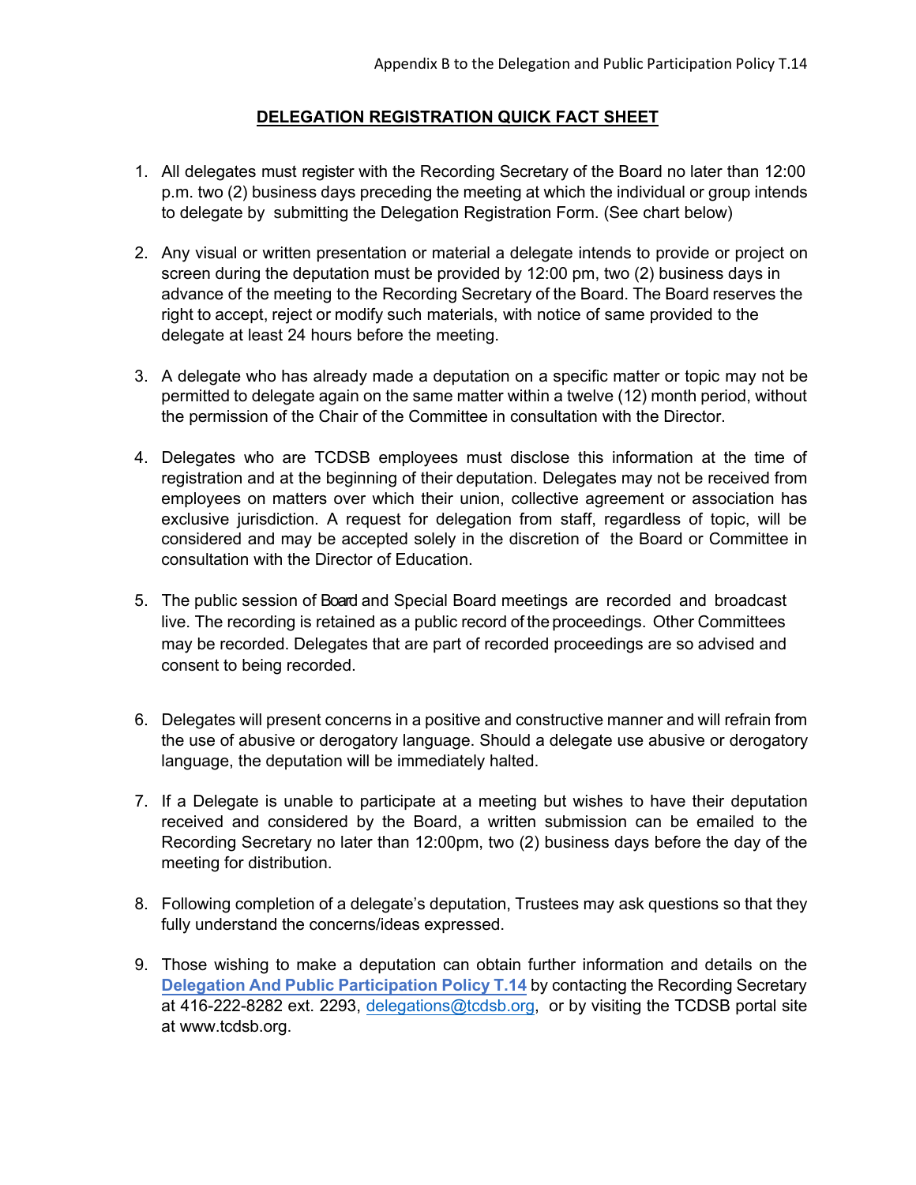Appendix B to the Delegation and Public Participation Policy T.14

# DELEGATION REGISTRATION QUICK FACT SHEET

1. All delegates must register with the Recording Secretary of the Board no later than 12:00 p.m. two (2) business days preceding the meeting at which the individual or group intends to delegate by submitting the Delegation Registration Form. (See chart below)

2. Any visual or written presentation or material a delegate intends to provide or project on screen during the deputation must be provided by 12:00 pm, two (2) business days in advance of the meeting to the Recording Secretary of the Board. The Board reserves the right to accept, reject or modify such materials, with notice of same provided to the delegate at least 24 hours before the meeting.

3. A delegate who has already made a deputation on a specific matter or topic may not be permitted to delegate again on the same matter within a twelve (12) month period, without the permission of the Chair of the Committee in consultation with the Director.

4. Delegates who are TCDSB employees must disclose this information at the time of registration and at the beginning of their deputation. Delegates may not be received from employees on matters over which their union, collective agreement or association has exclusive jurisdiction. A request for delegation from staff, regardless of topic, will be considered and may be accepted solely in the discretion of the Board or Committee in consultation with the Director of Education.

5. The public session of Board and Special Board meetings are recorded and broadcast live. The recording is retained as a public record of the proceedings. Other Committees may be recorded. Delegates that are part of recorded proceedings are so advised and consent to being recorded.

6. Delegates will present concerns in a positive and constructive manner and will refrain from the use of abusive or derogatory language. Should a delegate use abusive or derogatory language, the deputation will be immediately halted.

7. If a Delegate is unable to participate at a meeting but wishes to have their deputation received and considered by the Board, a written submission can be emailed to the Recording Secretary no later than 12:00pm, two (2) business days before the day of the meeting for distribution.

8. Following completion of a delegate's deputation, Trustees may ask questions so that they fully understand the concerns/ideas expressed.

9. Those wishing to make a deputation can obtain further information and details on the **Delegation And Public Participation Policy T.14** by contacting the Recording Secretary at 416-222-8282 ext. 2293, delegations@tcdsb.org, or by visiting the TCDSB portal site at www.tcdsb.org.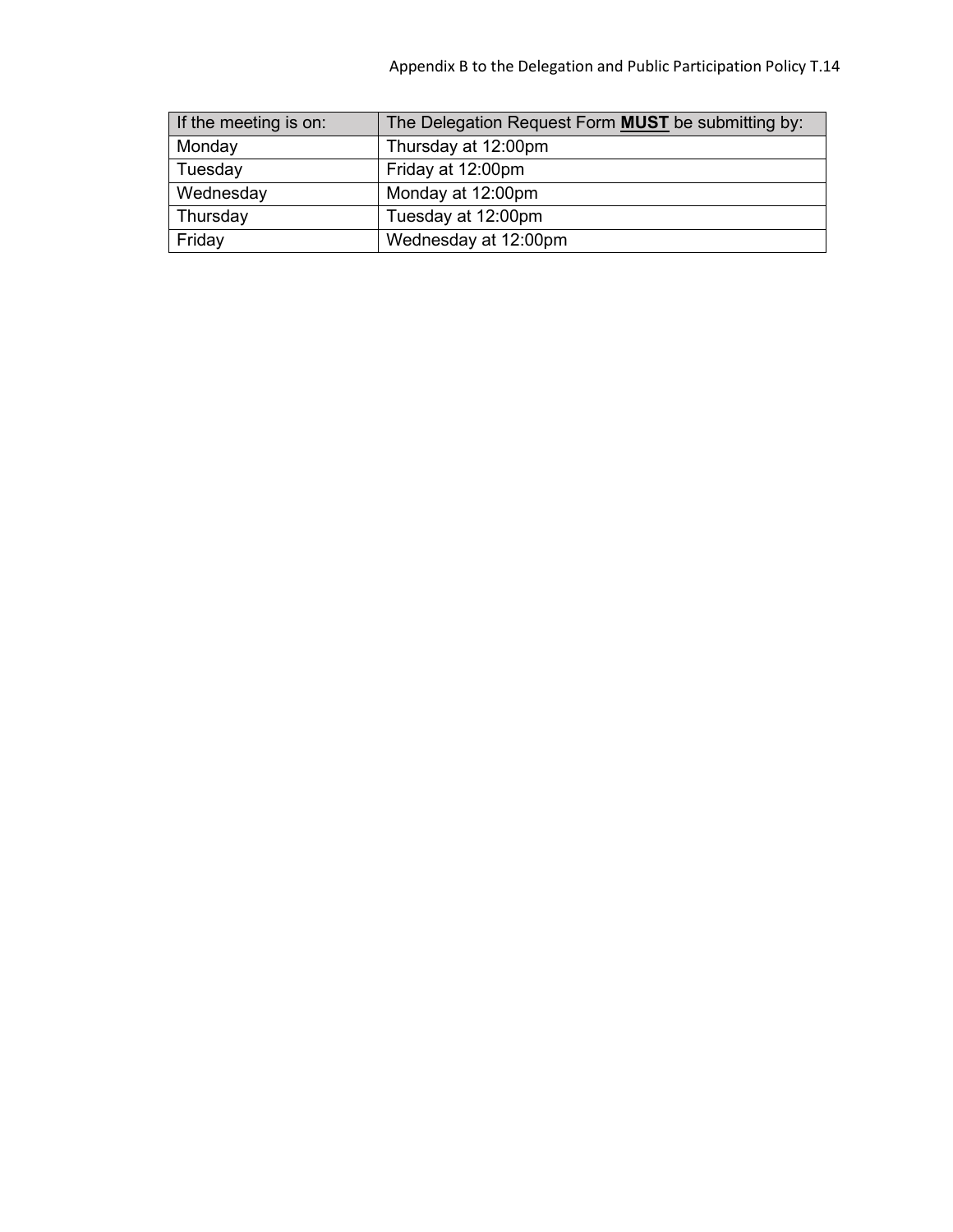| If the meeting is on: | The Delegation Request Form **MUST** be submitting by: |
|---|---|
| Monday | Thursday at 12:00pm |
| Tuesday | Friday at 12:00pm |
| Wednesday | Monday at 12:00pm |
| Thursday | Tuesday at 12:00pm |
| Friday | Wednesday at 12:00pm |